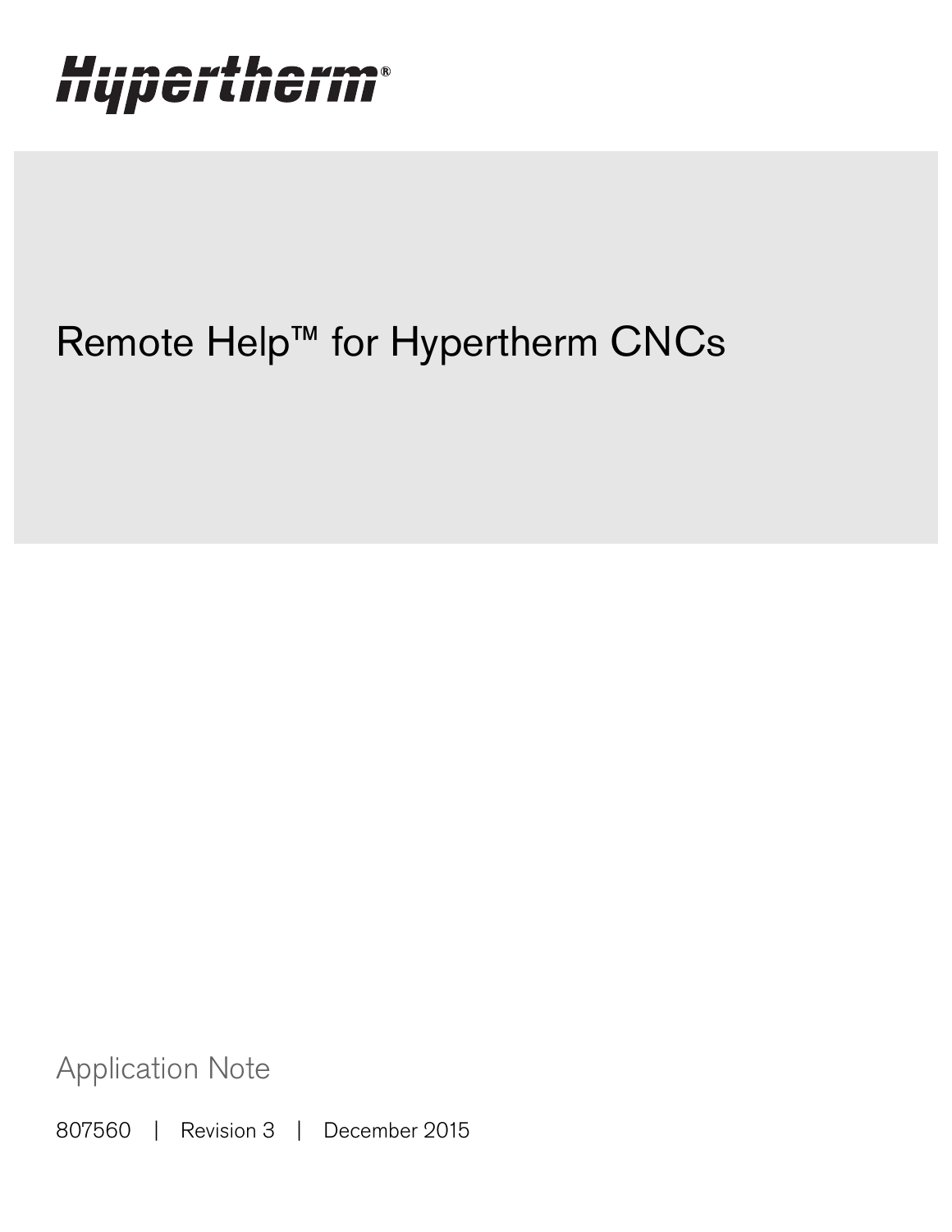Hypertherm®

# Remote Help™ for Hypertherm CNCs

Application Note

807560 | Revision 3 | December 2015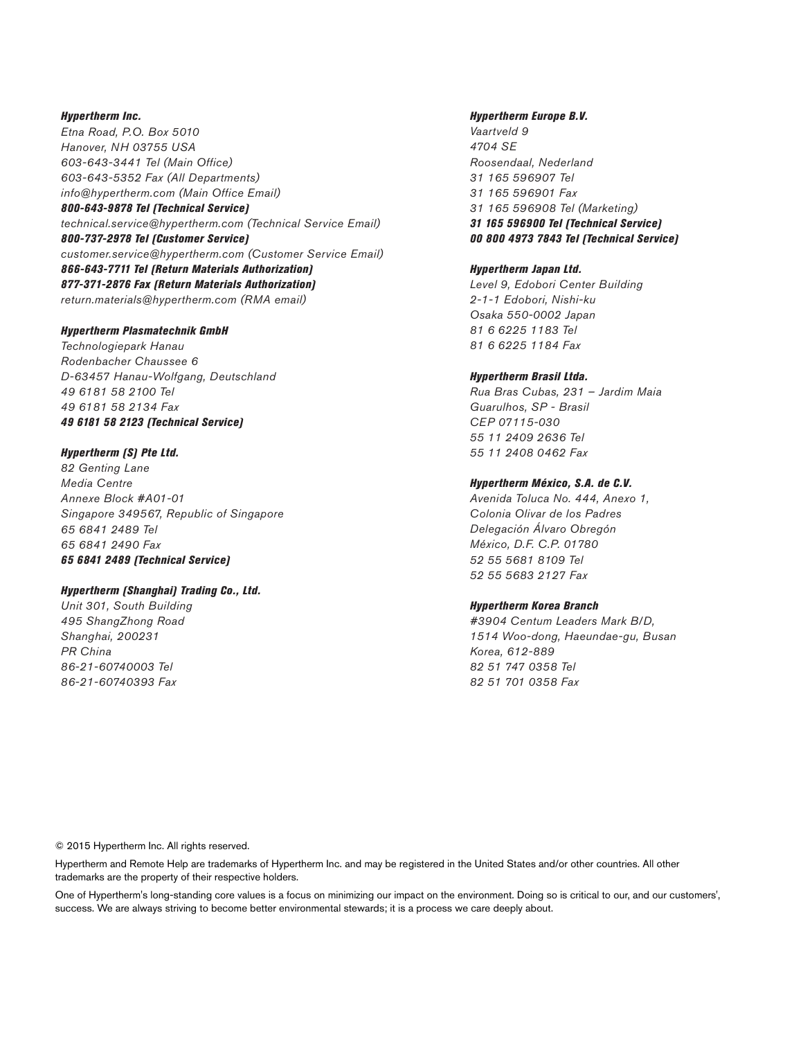**Hypertherm Inc.**
*Etna Road, P.O. Box 5010*
*Hanover, NH 03755 USA*
*603-643-3441 Tel (Main Office)*
*603-643-5352 Fax (All Departments)*
*info@hypertherm.com (Main Office Email)*
***800-643-9878 Tel (Technical Service)***
*technical.service@hypertherm.com (Technical Service Email)*
***800-737-2978 Tel (Customer Service)***
*customer.service@hypertherm.com (Customer Service Email)*
***866-643-7711 Tel (Return Materials Authorization)***
***877-371-2876 Fax (Return Materials Authorization)***
*return.materials@hypertherm.com (RMA email)*

**Hypertherm Plasmatechnik GmbH**
*Technologiepark Hanau*
*Rodenbacher Chaussee 6*
*D-63457 Hanau-Wolfgang, Deutschland*
*49 6181 58 2100 Tel*
*49 6181 58 2134 Fax*
***49 6181 58 2123 (Technical Service)***

**Hypertherm (S) Pte Ltd.**
*82 Genting Lane*
*Media Centre*
*Annexe Block #A01-01*
*Singapore 349567, Republic of Singapore*
*65 6841 2489 Tel*
*65 6841 2490 Fax*
***65 6841 2489 (Technical Service)***

**Hypertherm (Shanghai) Trading Co., Ltd.**
*Unit 301, South Building*
*495 ShangZhong Road*
*Shanghai, 200231*
*PR China*
*86-21-60740003 Tel*
*86-21-60740393 Fax*

**Hypertherm Europe B.V.**
*Vaartveld 9*
*4704 SE*
*Roosendaal, Nederland*
*31 165 596907 Tel*
*31 165 596901 Fax*
*31 165 596908 Tel (Marketing)*
***31 165 596900 Tel (Technical Service)***
***00 800 4973 7843 Tel (Technical Service)***

**Hypertherm Japan Ltd.**
*Level 9, Edobori Center Building*
*2-1-1 Edobori, Nishi-ku*
*Osaka 550-0002 Japan*
*81 6 6225 1183 Tel*
*81 6 6225 1184 Fax*

**Hypertherm Brasil Ltda.**
*Rua Bras Cubas, 231 – Jardim Maia*
*Guarulhos, SP - Brasil*
*CEP 07115-030*
*55 11 2409 2636 Tel*
*55 11 2408 0462 Fax*

**Hypertherm México, S.A. de C.V.**
*Avenida Toluca No. 444, Anexo 1,*
*Colonia Olivar de los Padres*
*Delegación Álvaro Obregón*
*México, D.F. C.P. 01780*
*52 55 5681 8109 Tel*
*52 55 5683 2127 Fax*

**Hypertherm Korea Branch**
*#3904 Centum Leaders Mark B/D,*
*1514 Woo-dong, Haeundae-gu, Busan*
*Korea, 612-889*
*82 51 747 0358 Tel*
*82 51 701 0358 Fax*

© 2015 Hypertherm Inc. All rights reserved.

Hypertherm and Remote Help are trademarks of Hypertherm Inc. and may be registered in the United States and/or other countries. All other trademarks are the property of their respective holders.

One of Hypertherm's long-standing core values is a focus on minimizing our impact on the environment. Doing so is critical to our, and our customers', success. We are always striving to become better environmental stewards; it is a process we care deeply about.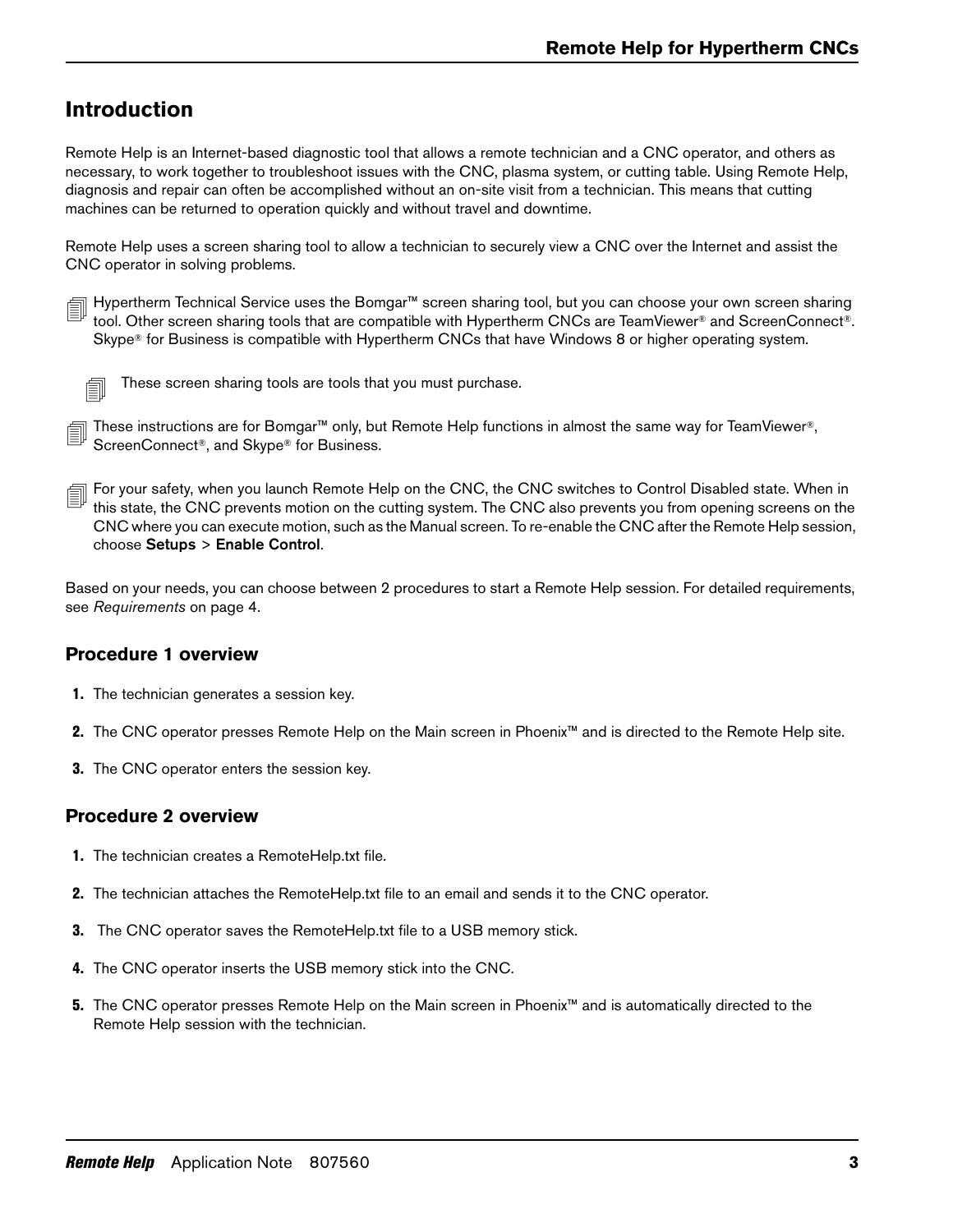# Introduction

Remote Help is an Internet-based diagnostic tool that allows a remote technician and a CNC operator, and others as necessary, to work together to troubleshoot issues with the CNC, plasma system, or cutting table. Using Remote Help, diagnosis and repair can often be accomplished without an on-site visit from a technician. This means that cutting machines can be returned to operation quickly and without travel and downtime.

Remote Help uses a screen sharing tool to allow a technician to securely view a CNC over the Internet and assist the CNC operator in solving problems.

> Hypertherm Technical Service uses the Bomgar™ screen sharing tool, but you can choose your own screen sharing tool. Other screen sharing tools that are compatible with Hypertherm CNCs are TeamViewer® and ScreenConnect®. Skype® for Business is compatible with Hypertherm CNCs that have Windows 8 or higher operating system.
>
> > These screen sharing tools are tools that you must purchase.

> These instructions are for Bomgar™ only, but Remote Help functions in almost the same way for TeamViewer®, ScreenConnect®, and Skype® for Business.

> For your safety, when you launch Remote Help on the CNC, the CNC switches to Control Disabled state. When in this state, the CNC prevents motion on the cutting system. The CNC also prevents you from opening screens on the CNC where you can execute motion, such as the Manual screen. To re-enable the CNC after the Remote Help session, choose **Setups** > **Enable Control**.

Based on your needs, you can choose between 2 procedures to start a Remote Help session. For detailed requirements, see *Requirements* on page 4.

## Procedure 1 overview

1. The technician generates a session key.
2. The CNC operator presses Remote Help on the Main screen in Phoenix™ and is directed to the Remote Help site.
3. The CNC operator enters the session key.

## Procedure 2 overview

1. The technician creates a RemoteHelp.txt file.
2. The technician attaches the RemoteHelp.txt file to an email and sends it to the CNC operator.
3. The CNC operator saves the RemoteHelp.txt file to a USB memory stick.
4. The CNC operator inserts the USB memory stick into the CNC.
5. The CNC operator presses Remote Help on the Main screen in Phoenix™ and is automatically directed to the Remote Help session with the technician.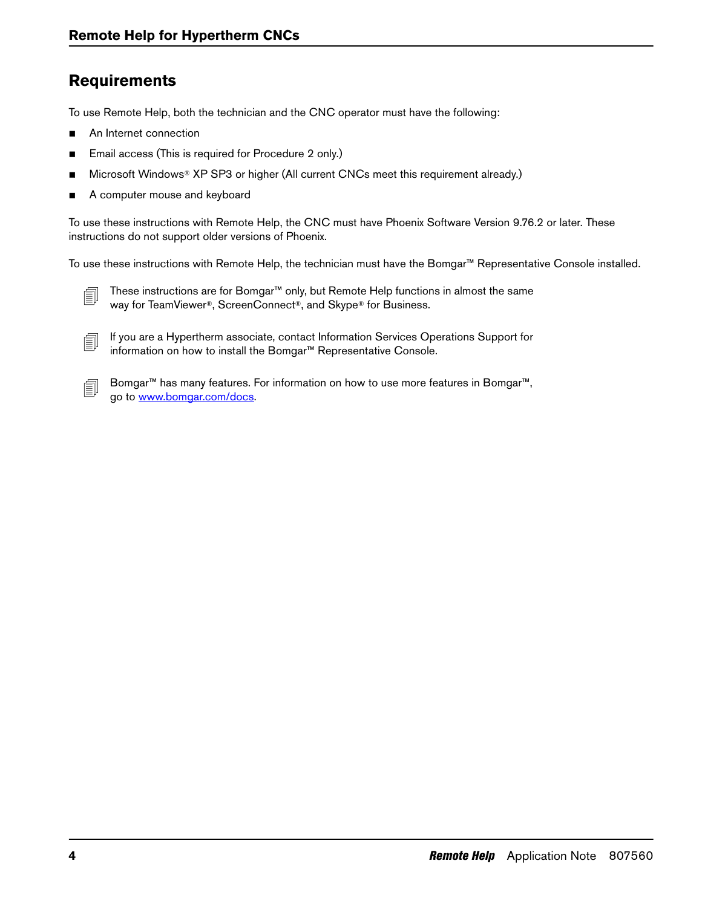## Requirements

To use Remote Help, both the technician and the CNC operator must have the following:

- An Internet connection
- Email access (This is required for Procedure 2 only.)
- Microsoft Windows® XP SP3 or higher (All current CNCs meet this requirement already.)
- A computer mouse and keyboard

To use these instructions with Remote Help, the CNC must have Phoenix Software Version 9.76.2 or later. These instructions do not support older versions of Phoenix.

To use these instructions with Remote Help, the technician must have the Bomgar™ Representative Console installed.

> These instructions are for Bomgar™ only, but Remote Help functions in almost the same way for TeamViewer®, ScreenConnect®, and Skype® for Business.

> If you are a Hypertherm associate, contact Information Services Operations Support for information on how to install the Bomgar™ Representative Console.

> Bomgar™ has many features. For information on how to use more features in Bomgar™, go to www.bomgar.com/docs.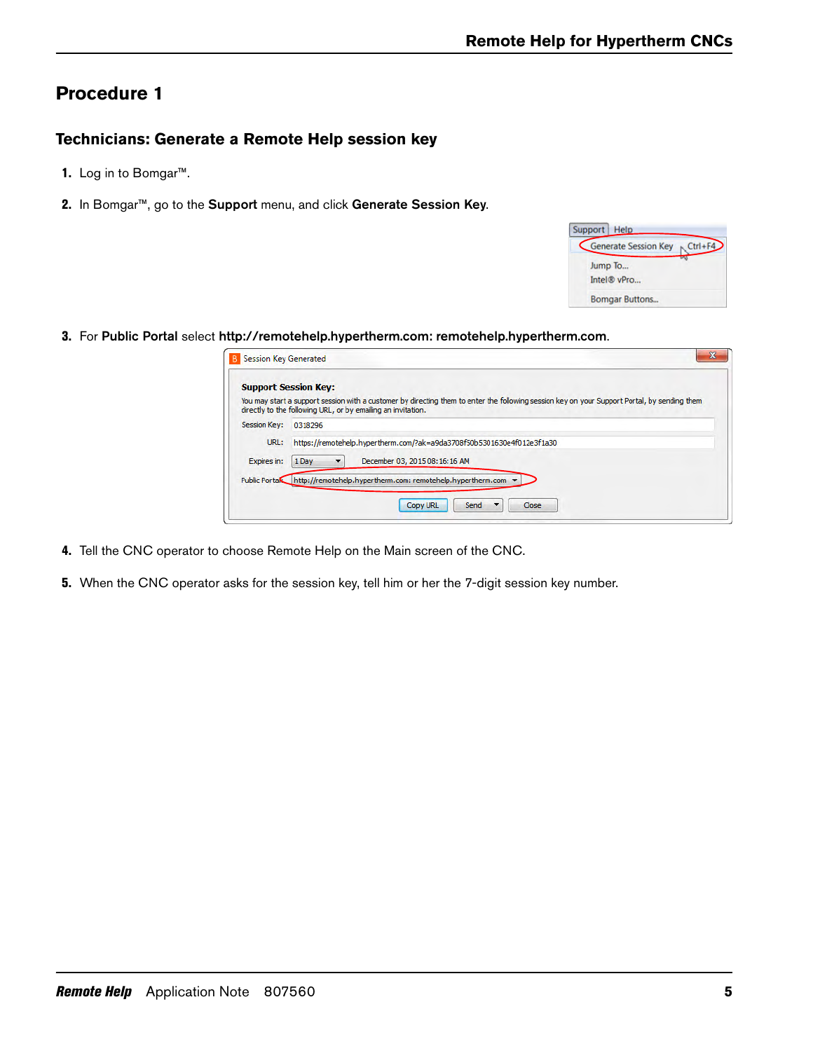# Procedure 1

## Technicians: Generate a Remote Help session key

1. Log in to Bomgar™.

2. In Bomgar™, go to the **Support** menu, and click **Generate Session Key**.

3. For **Public Portal** select **http://remotehelp.hypertherm.com: remotehelp.hypertherm.com**.

4. Tell the CNC operator to choose Remote Help on the Main screen of the CNC.

5. When the CNC operator asks for the session key, tell him or her the 7-digit session key number.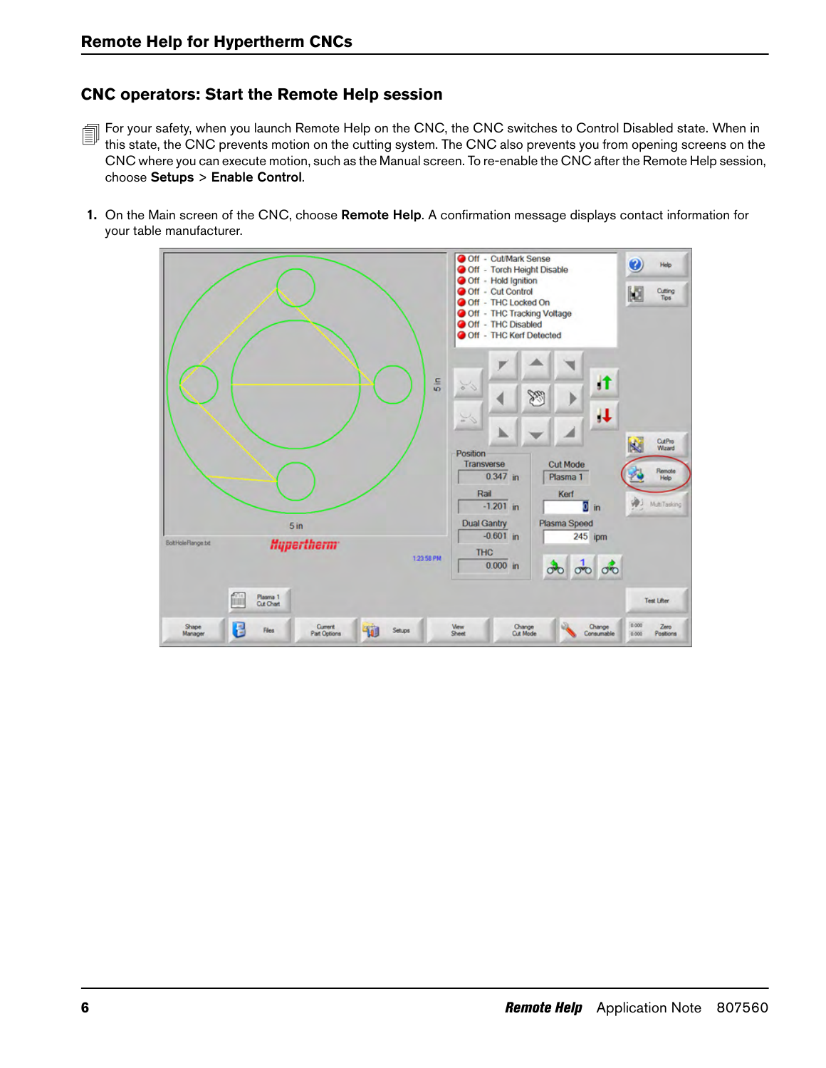## CNC operators: Start the Remote Help session

For your safety, when you launch Remote Help on the CNC, the CNC switches to Control Disabled state. When in this state, the CNC prevents motion on the cutting system. The CNC also prevents you from opening screens on the CNC where you can execute motion, such as the Manual screen. To re-enable the CNC after the Remote Help session, choose **Setups** > **Enable Control**.

1. On the Main screen of the CNC, choose **Remote Help**. A confirmation message displays contact information for your table manufacturer.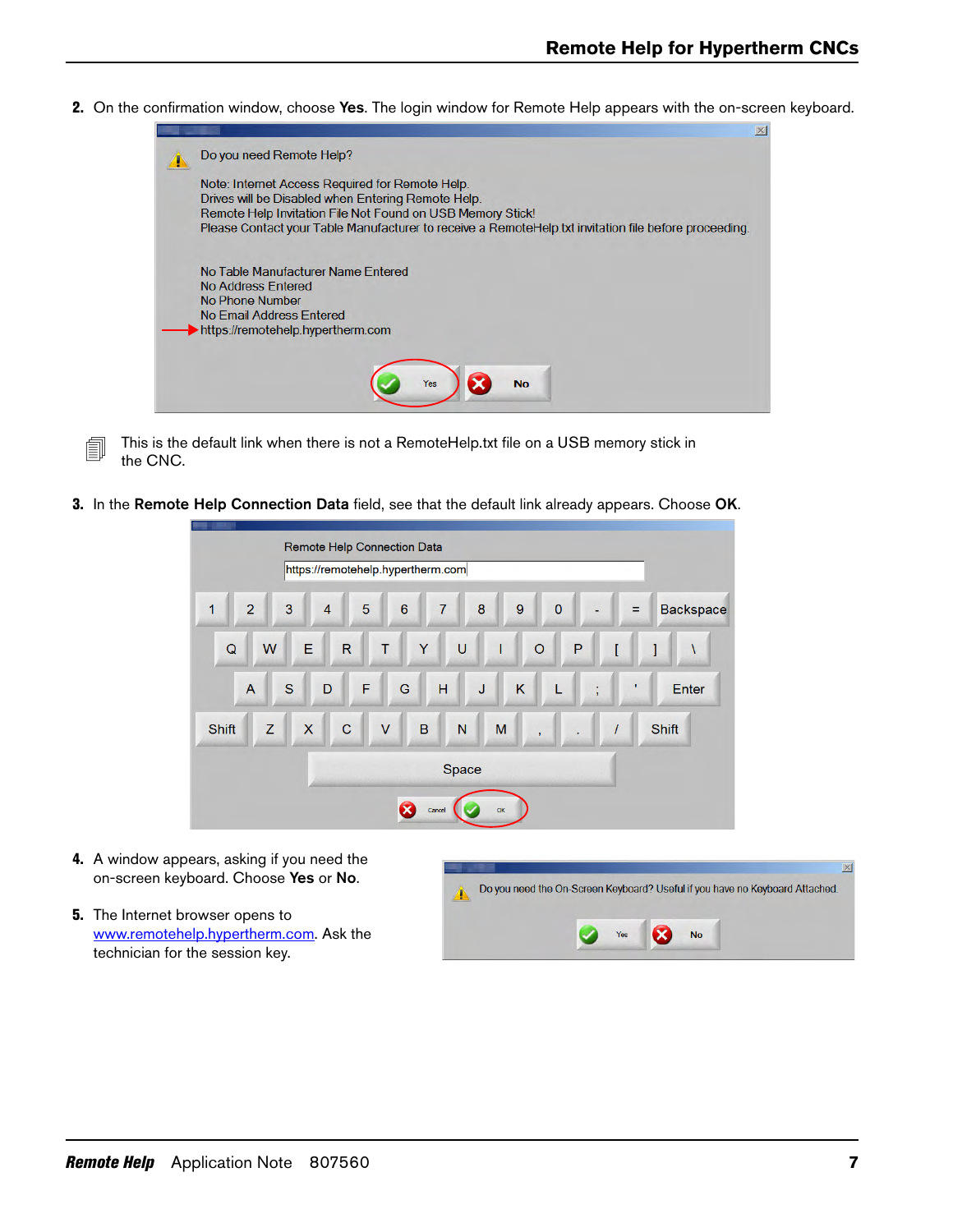2. On the confirmation window, choose **Yes**. The login window for Remote Help appears with the on-screen keyboard.

Do you need Remote Help?

Note: Internet Access Required for Remote Help.
Drives will be Disabled when Entering Remote Help.
Remote Help Invitation File Not Found on USB Memory Stick!
Please Contact your Table Manufacturer to receive a RemoteHelp.txt invitation file before proceeding.

No Table Manufacturer Name Entered
No Address Entered
No Phone Number
No Email Address Entered
https://remotehelp.hypertherm.com

Yes No

This is the default link when there is not a RemoteHelp.txt file on a USB memory stick in the CNC.

3. In the **Remote Help Connection Data** field, see that the default link already appears. Choose **OK**.

Remote Help Connection Data

https://remotehelp.hypertherm.com

4. A window appears, asking if you need the on-screen keyboard. Choose **Yes** or **No**.

Do you need the On-Screen Keyboard? Useful if you have no Keyboard Attached.

Yes No

5. The Internet browser opens to www.remotehelp.hypertherm.com. Ask the technician for the session key.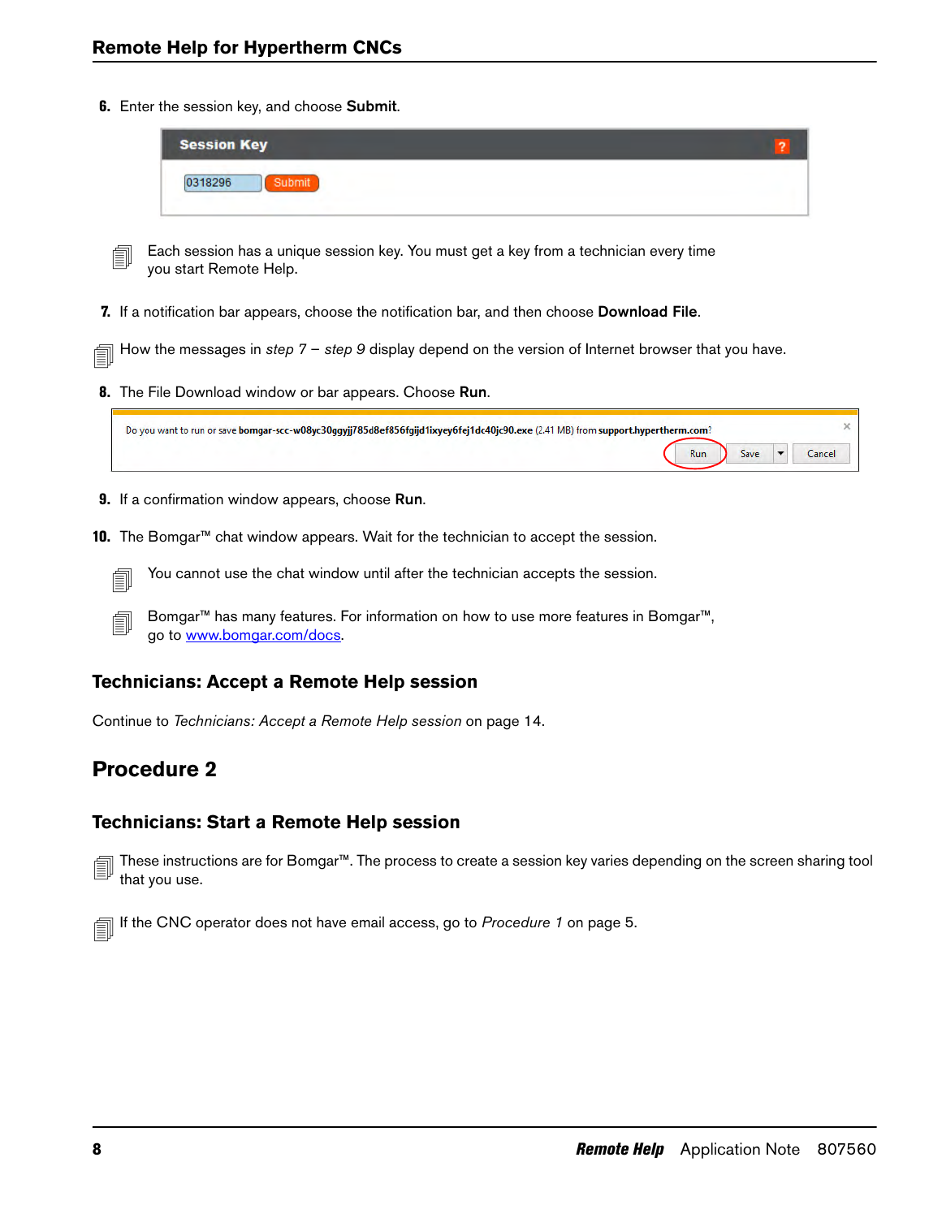6. Enter the session key, and choose **Submit**.

Session Key

0318296 Submit

> Each session has a unique session key. You must get a key from a technician every time you start Remote Help.

7. If a notification bar appears, choose the notification bar, and then choose **Download File**.

> How the messages in *step 7* – *step 9* display depend on the version of Internet browser that you have.

8. The File Download window or bar appears. Choose **Run**.

Do you want to run or save **bomgar-scc-w08yc30ggyjj785d8ef856fgijd1ixyey6fej1dc40jc90.exe** (2.41 MB) from **support.hypertherm.com**?

Run | Save | Cancel

9. If a confirmation window appears, choose **Run**.

10. The Bomgar™ chat window appears. Wait for the technician to accept the session.

> You cannot use the chat window until after the technician accepts the session.

> Bomgar™ has many features. For information on how to use more features in Bomgar™, go to www.bomgar.com/docs.

### Technicians: Accept a Remote Help session

Continue to *Technicians: Accept a Remote Help session* on page 14.

## Procedure 2

### Technicians: Start a Remote Help session

> These instructions are for Bomgar™. The process to create a session key varies depending on the screen sharing tool that you use.

> If the CNC operator does not have email access, go to *Procedure 1* on page 5.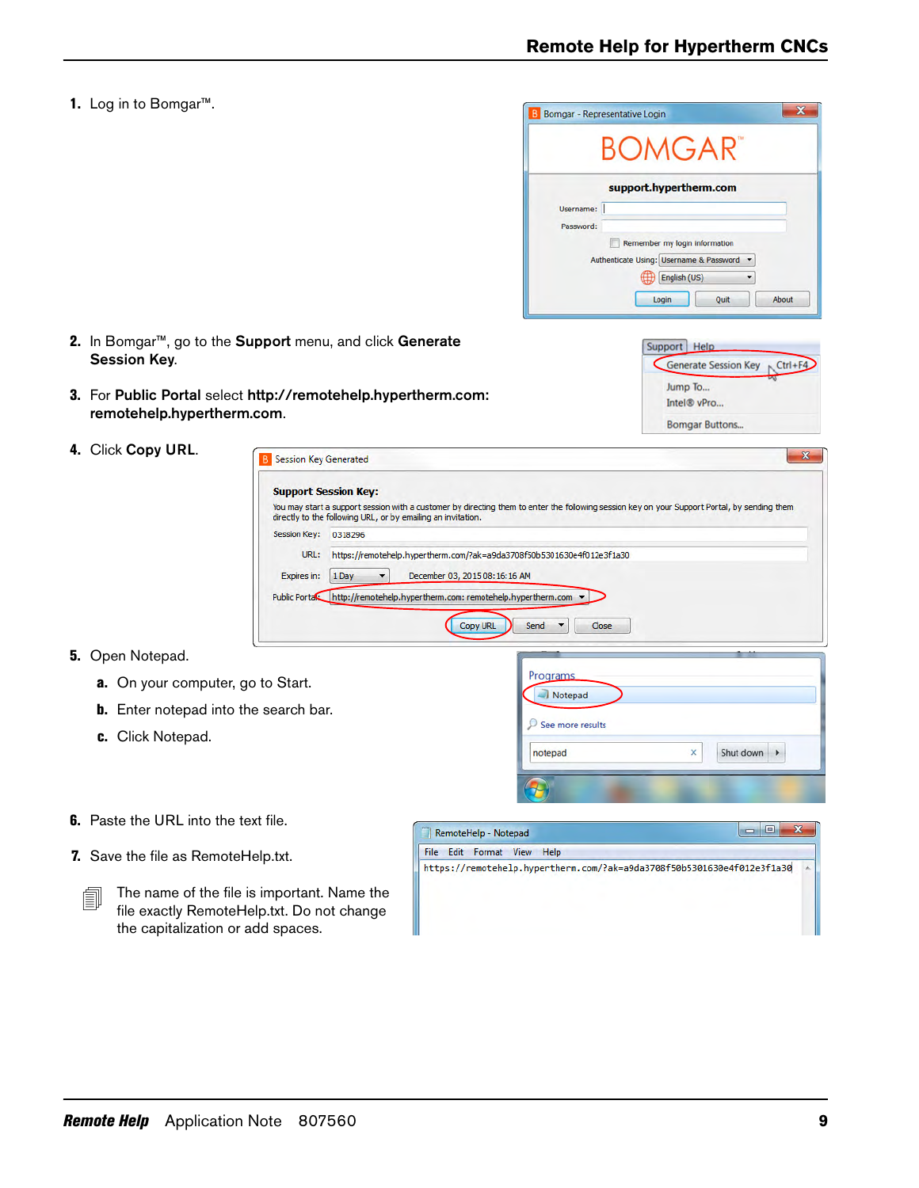1. Log in to Bomgar™.

2. In Bomgar™, go to the **Support** menu, and click **Generate Session Key**.

3. For **Public Portal** select **http://remotehelp.hypertherm.com: remotehelp.hypertherm.com**.

4. Click **Copy URL**.

5. Open Notepad.

   a. On your computer, go to Start.

   b. Enter notepad into the search bar.

   c. Click Notepad.

6. Paste the URL into the text file.

7. Save the file as RemoteHelp.txt.

The name of the file is important. Name the file exactly RemoteHelp.txt. Do not change the capitalization or add spaces.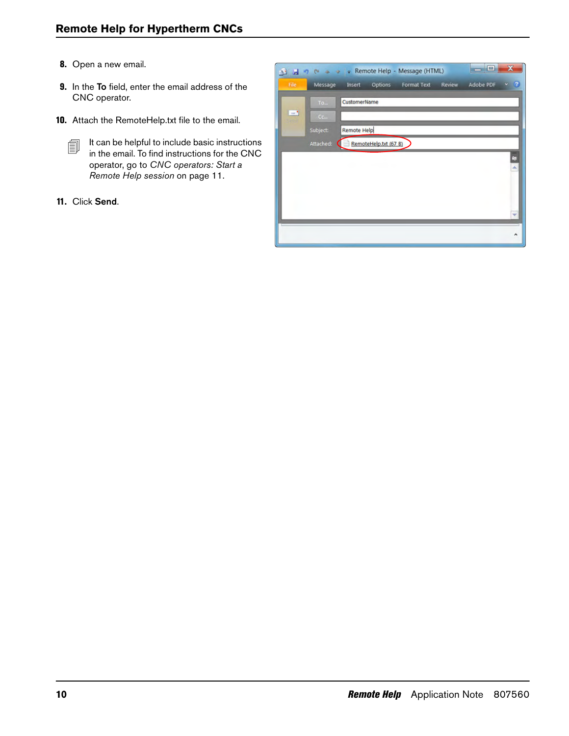8. Open a new email.

9. In the **To** field, enter the email address of the CNC operator.

10. Attach the RemoteHelp.txt file to the email.

    It can be helpful to include basic instructions in the email. To find instructions for the CNC operator, go to *CNC operators: Start a Remote Help session* on page 11.

11. Click **Send**.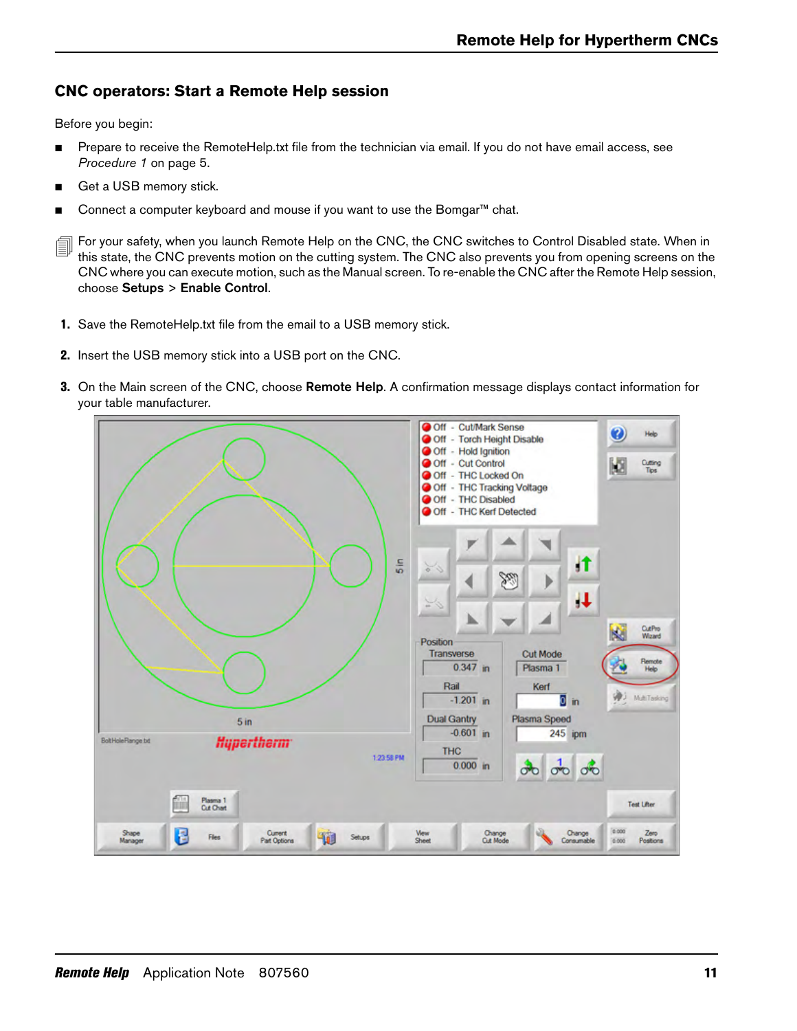## CNC operators: Start a Remote Help session

Before you begin:

- Prepare to receive the RemoteHelp.txt file from the technician via email. If you do not have email access, see *Procedure 1* on page 5.
- Get a USB memory stick.
- Connect a computer keyboard and mouse if you want to use the Bomgar™ chat.

For your safety, when you launch Remote Help on the CNC, the CNC switches to Control Disabled state. When in this state, the CNC prevents motion on the cutting system. The CNC also prevents you from opening screens on the CNC where you can execute motion, such as the Manual screen. To re-enable the CNC after the Remote Help session, choose **Setups** > **Enable Control**.

1. Save the RemoteHelp.txt file from the email to a USB memory stick.
2. Insert the USB memory stick into a USB port on the CNC.
3. On the Main screen of the CNC, choose **Remote Help**. A confirmation message displays contact information for your table manufacturer.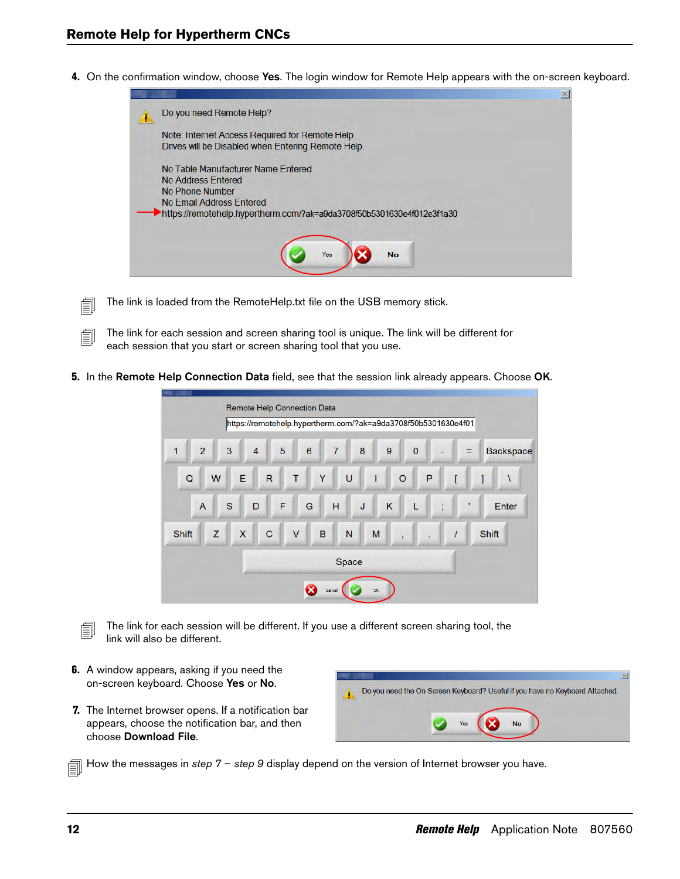4. On the confirmation window, choose **Yes**. The login window for Remote Help appears with the on-screen keyboard.

Do you need Remote Help?

Note: Internet Access Required for Remote Help.
Drives will be Disabled when Entering Remote Help.

No Table Manufacturer Name Entered
No Address Entered
No Phone Number
No Email Address Entered
https://remotehelp.hypertherm.com/?ak=a9da3708f50b5301630e4f012e3f1a30

Yes No

The link is loaded from the RemoteHelp.txt file on the USB memory stick.

The link for each session and screen sharing tool is unique. The link will be different for each session that you start or screen sharing tool that you use.

5. In the **Remote Help Connection Data** field, see that the session link already appears. Choose **OK**.

Remote Help Connection Data

https://remotehelp.hypertherm.com/?ak=a9da3708f50b5301630e4f01

Cancel OK

The link for each session will be different. If you use a different screen sharing tool, the link will also be different.

6. A window appears, asking if you need the on-screen keyboard. Choose **Yes** or **No**.

Do you need the On-Screen Keyboard? Useful if you have no Keyboard Attached.

Yes No

7. The Internet browser opens. If a notification bar appears, choose the notification bar, and then choose **Download File**.

How the messages in *step 7* – *step 9* display depend on the version of Internet browser you have.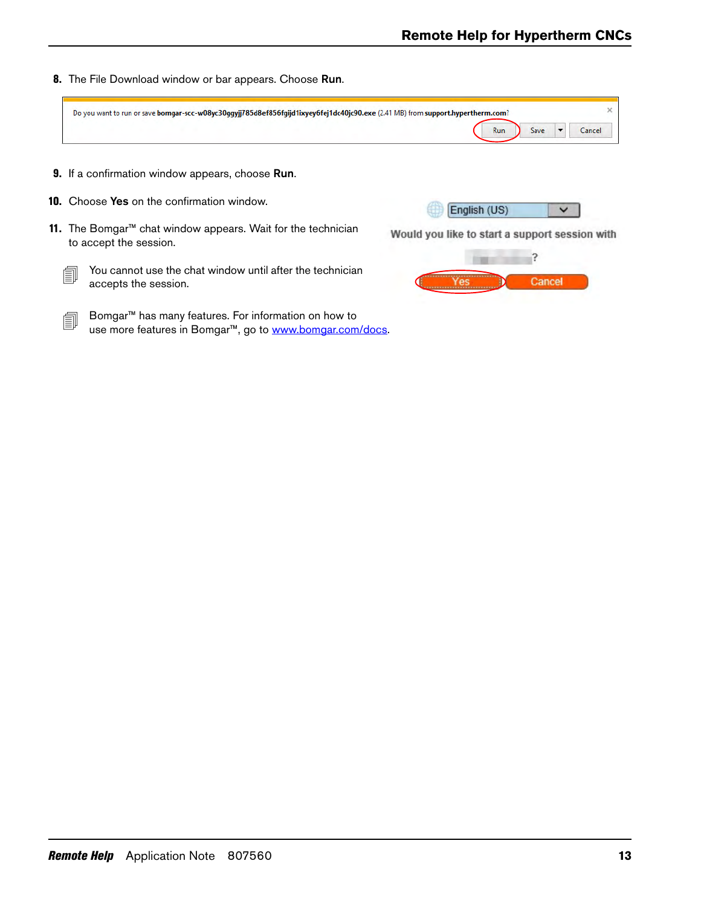8. The File Download window or bar appears. Choose **Run**.

Do you want to run or save **bomgar-scc-w08yc30ggyjj785d8ef856fgijd1ixyey6fej1dc40jc90.exe** (2.41 MB) from **support.hypertherm.com**?

Run | Save | Cancel

9. If a confirmation window appears, choose **Run**.

10. Choose **Yes** on the confirmation window.

11. The Bomgar™ chat window appears. Wait for the technician to accept the session.

You cannot use the chat window until after the technician accepts the session.

Bomgar™ has many features. For information on how to use more features in Bomgar™, go to www.bomgar.com/docs.

English (US)

Would you like to start a support session with ?

Yes | Cancel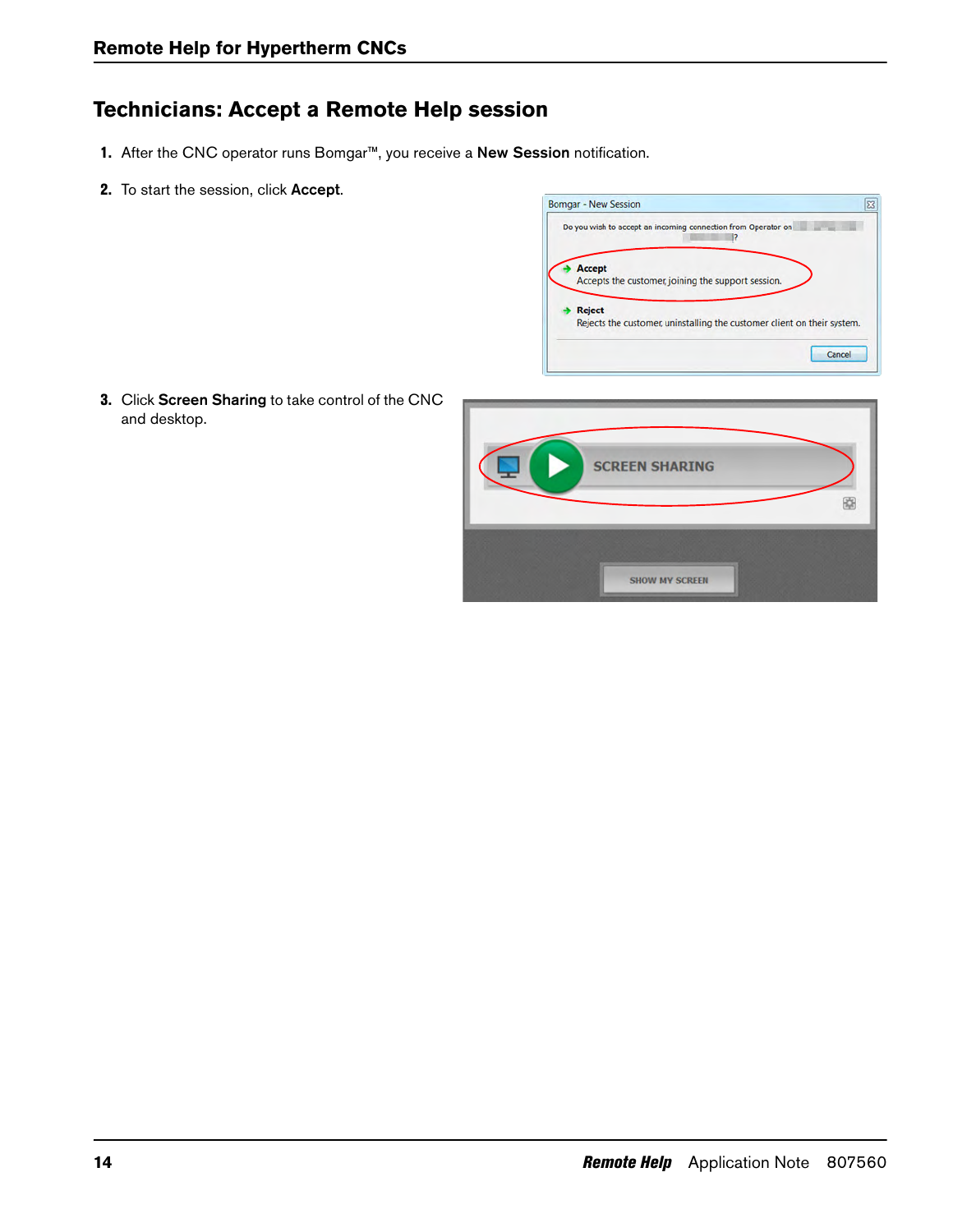## Technicians: Accept a Remote Help session

1. After the CNC operator runs Bomgar™, you receive a **New Session** notification.
2. To start the session, click **Accept**.
3. Click **Screen Sharing** to take control of the CNC and desktop.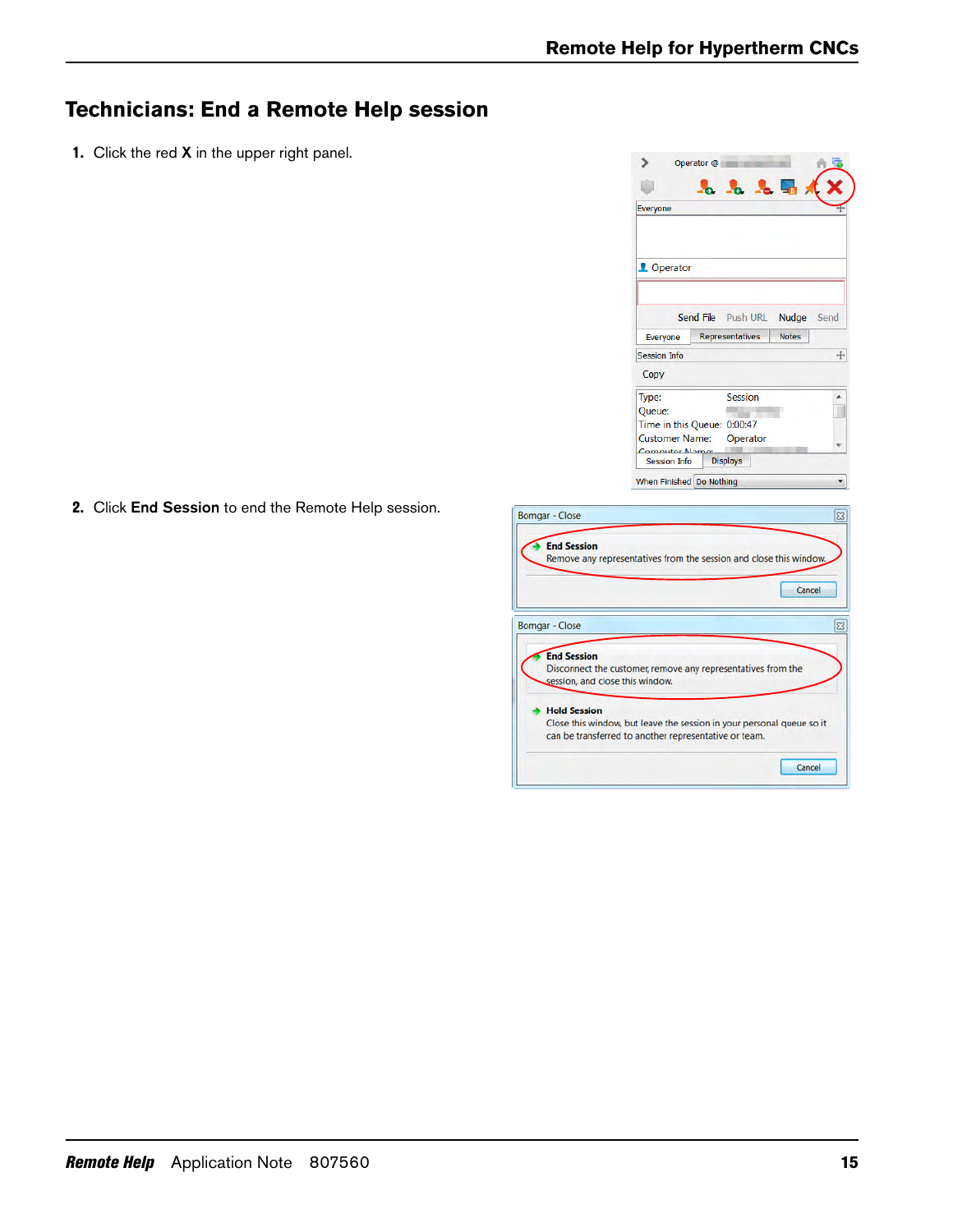## Technicians: End a Remote Help session

1. Click the red **X** in the upper right panel.

2. Click **End Session** to end the Remote Help session.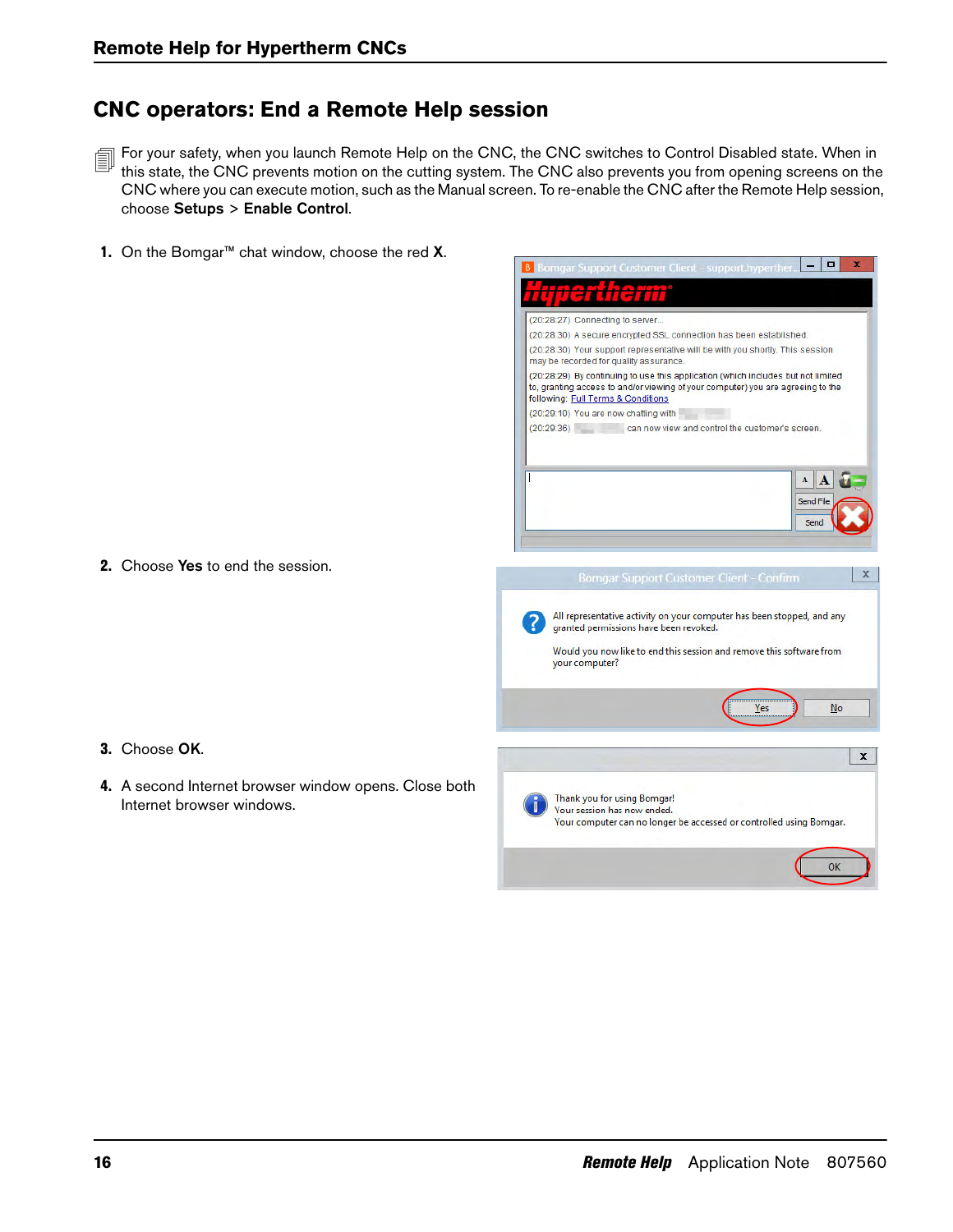## CNC operators: End a Remote Help session

For your safety, when you launch Remote Help on the CNC, the CNC switches to Control Disabled state. When in this state, the CNC prevents motion on the cutting system. The CNC also prevents you from opening screens on the CNC where you can execute motion, such as the Manual screen. To re-enable the CNC after the Remote Help session, choose **Setups** > **Enable Control**.

1. On the Bomgar™ chat window, choose the red **X**.
2. Choose **Yes** to end the session.
3. Choose **OK**.
4. A second Internet browser window opens. Close both Internet browser windows.